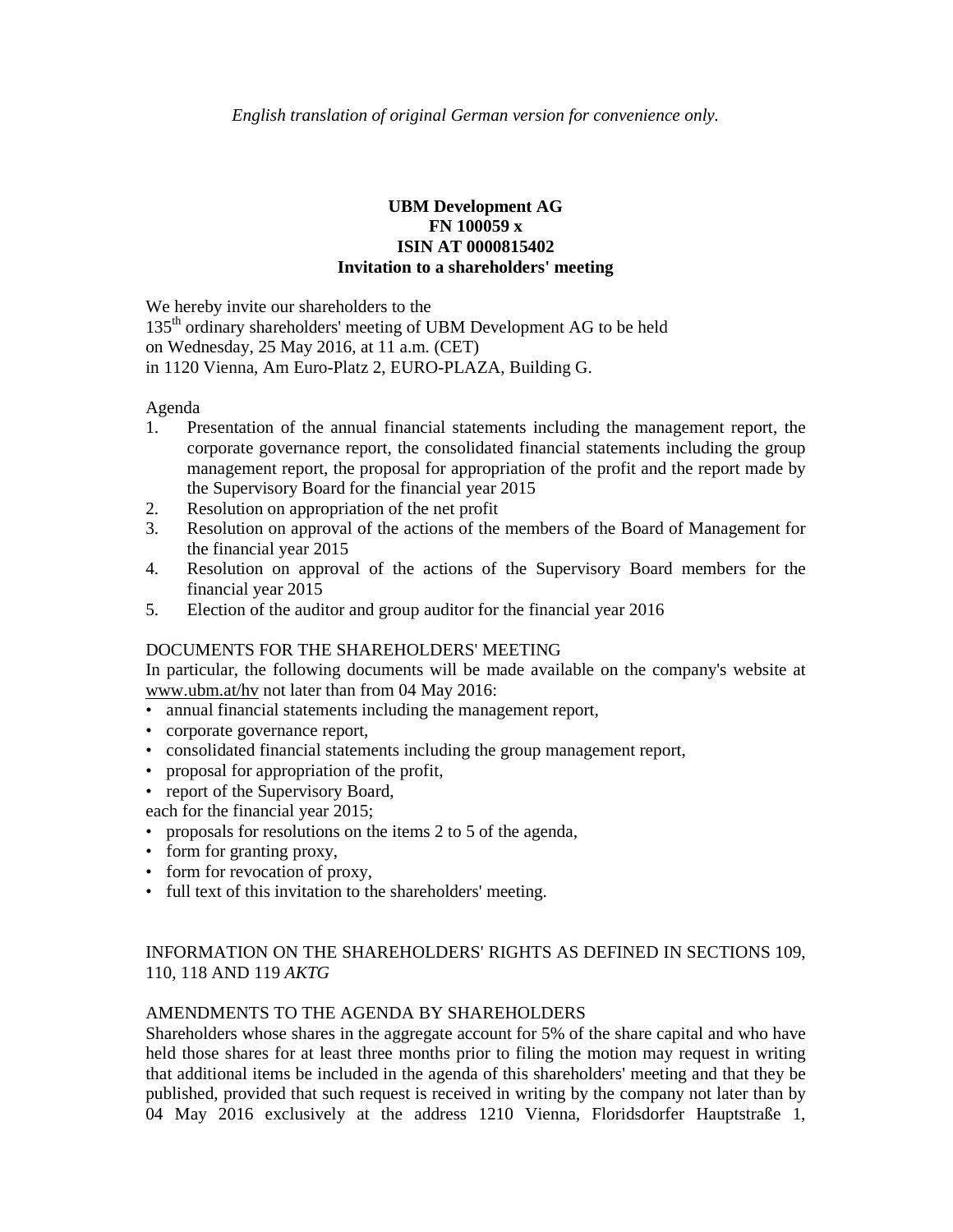*English translation of original German version for convenience only.*

**UBM Development AG**
**FN 100059 x**
**ISIN AT 0000815402**
**Invitation to a shareholders' meeting**

We hereby invite our shareholders to the
135th ordinary shareholders' meeting of UBM Development AG to be held
on Wednesday, 25 May 2016, at 11 a.m. (CET)
in 1120 Vienna, Am Euro-Platz 2, EURO-PLAZA, Building G.

Agenda

1. Presentation of the annual financial statements including the management report, the corporate governance report, the consolidated financial statements including the group management report, the proposal for appropriation of the profit and the report made by the Supervisory Board for the financial year 2015
2. Resolution on appropriation of the net profit
3. Resolution on approval of the actions of the members of the Board of Management for the financial year 2015
4. Resolution on approval of the actions of the Supervisory Board members for the financial year 2015
5. Election of the auditor and group auditor for the financial year 2016

DOCUMENTS FOR THE SHAREHOLDERS' MEETING

In particular, the following documents will be made available on the company's website at www.ubm.at/hv not later than from 04 May 2016:

- annual financial statements including the management report,
- corporate governance report,
- consolidated financial statements including the group management report,
- proposal for appropriation of the profit,
- report of the Supervisory Board,

each for the financial year 2015;

- proposals for resolutions on the items 2 to 5 of the agenda,
- form for granting proxy,
- form for revocation of proxy,
- full text of this invitation to the shareholders' meeting.

INFORMATION ON THE SHAREHOLDERS' RIGHTS AS DEFINED IN SECTIONS 109, 110, 118 AND 119 *AKTG*

AMENDMENTS TO THE AGENDA BY SHAREHOLDERS

Shareholders whose shares in the aggregate account for 5% of the share capital and who have held those shares for at least three months prior to filing the motion may request in writing that additional items be included in the agenda of this shareholders' meeting and that they be published, provided that such request is received in writing by the company not later than by 04 May 2016 exclusively at the address 1210 Vienna, Floridsdorfer Hauptstraße 1,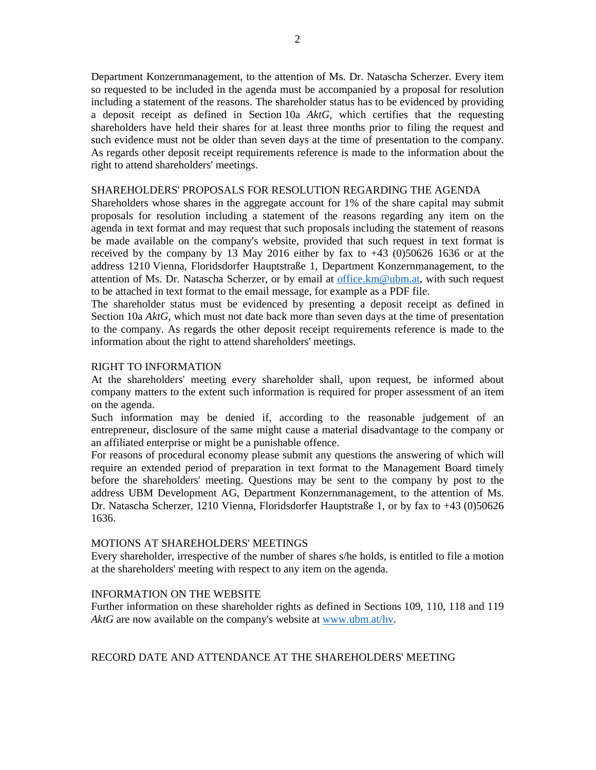Department Konzernmanagement, to the attention of Ms. Dr. Natascha Scherzer. Every item so requested to be included in the agenda must be accompanied by a proposal for resolution including a statement of the reasons. The shareholder status has to be evidenced by providing a deposit receipt as defined in Section 10a *AktG*, which certifies that the requesting shareholders have held their shares for at least three months prior to filing the request and such evidence must not be older than seven days at the time of presentation to the company. As regards other deposit receipt requirements reference is made to the information about the right to attend shareholders' meetings.

## SHAREHOLDERS' PROPOSALS FOR RESOLUTION REGARDING THE AGENDA

Shareholders whose shares in the aggregate account for 1% of the share capital may submit proposals for resolution including a statement of the reasons regarding any item on the agenda in text format and may request that such proposals including the statement of reasons be made available on the company's website, provided that such request in text format is received by the company by 13 May 2016 either by fax to +43 (0)50626 1636 or at the address 1210 Vienna, Floridsdorfer Hauptstraße 1, Department Konzernmanagement, to the attention of Ms. Dr. Natascha Scherzer, or by email at office.km@ubm.at, with such request to be attached in text format to the email message, for example as a PDF file.

The shareholder status must be evidenced by presenting a deposit receipt as defined in Section 10a *AktG*, which must not date back more than seven days at the time of presentation to the company. As regards the other deposit receipt requirements reference is made to the information about the right to attend shareholders' meetings.

## RIGHT TO INFORMATION

At the shareholders' meeting every shareholder shall, upon request, be informed about company matters to the extent such information is required for proper assessment of an item on the agenda.

Such information may be denied if, according to the reasonable judgement of an entrepreneur, disclosure of the same might cause a material disadvantage to the company or an affiliated enterprise or might be a punishable offence.

For reasons of procedural economy please submit any questions the answering of which will require an extended period of preparation in text format to the Management Board timely before the shareholders' meeting. Questions may be sent to the company by post to the address UBM Development AG, Department Konzernmanagement, to the attention of Ms. Dr. Natascha Scherzer, 1210 Vienna, Floridsdorfer Hauptstraße 1, or by fax to +43 (0)50626 1636.

## MOTIONS AT SHAREHOLDERS' MEETINGS

Every shareholder, irrespective of the number of shares s/he holds, is entitled to file a motion at the shareholders' meeting with respect to any item on the agenda.

## INFORMATION ON THE WEBSITE

Further information on these shareholder rights as defined in Sections 109, 110, 118 and 119 *AktG* are now available on the company's website at www.ubm.at/hv.

## RECORD DATE AND ATTENDANCE AT THE SHAREHOLDERS' MEETING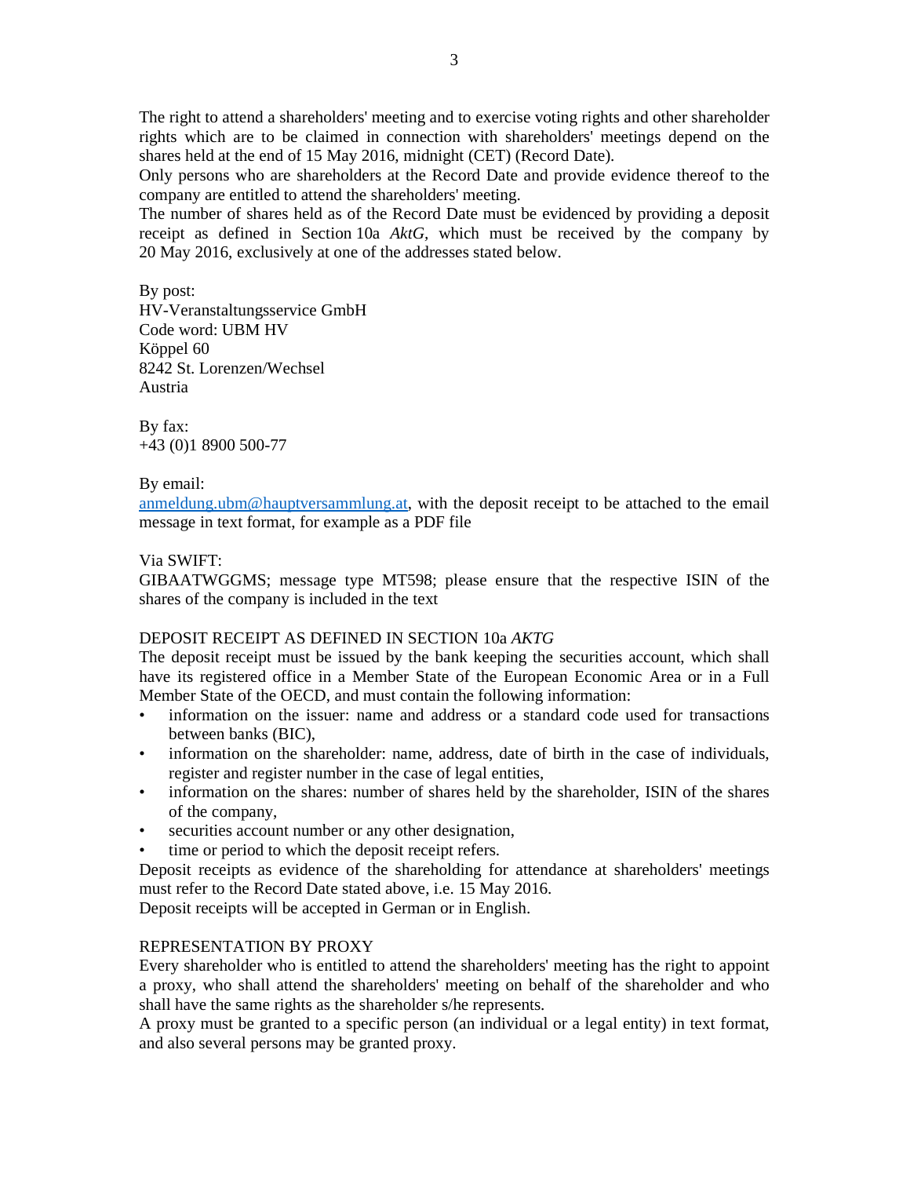The right to attend a shareholders' meeting and to exercise voting rights and other shareholder rights which are to be claimed in connection with shareholders' meetings depend on the shares held at the end of 15 May 2016, midnight (CET) (Record Date).
Only persons who are shareholders at the Record Date and provide evidence thereof to the company are entitled to attend the shareholders' meeting.
The number of shares held as of the Record Date must be evidenced by providing a deposit receipt as defined in Section 10a *AktG*, which must be received by the company by 20 May 2016, exclusively at one of the addresses stated below.

By post:
HV-Veranstaltungsservice GmbH
Code word: UBM HV
Köppel 60
8242 St. Lorenzen/Wechsel
Austria

By fax:
+43 (0)1 8900 500-77

By email:
anmeldung.ubm@hauptversammlung.at, with the deposit receipt to be attached to the email message in text format, for example as a PDF file

Via SWIFT:
GIBAATWGGMS; message type MT598; please ensure that the respective ISIN of the shares of the company is included in the text

DEPOSIT RECEIPT AS DEFINED IN SECTION 10a *AKTG*

The deposit receipt must be issued by the bank keeping the securities account, which shall have its registered office in a Member State of the European Economic Area or in a Full Member State of the OECD, and must contain the following information:

- information on the issuer: name and address or a standard code used for transactions between banks (BIC),
- information on the shareholder: name, address, date of birth in the case of individuals, register and register number in the case of legal entities,
- information on the shares: number of shares held by the shareholder, ISIN of the shares of the company,
- securities account number or any other designation,
- time or period to which the deposit receipt refers.

Deposit receipts as evidence of the shareholding for attendance at shareholders' meetings must refer to the Record Date stated above, i.e. 15 May 2016.
Deposit receipts will be accepted in German or in English.

REPRESENTATION BY PROXY

Every shareholder who is entitled to attend the shareholders' meeting has the right to appoint a proxy, who shall attend the shareholders' meeting on behalf of the shareholder and who shall have the same rights as the shareholder s/he represents.
A proxy must be granted to a specific person (an individual or a legal entity) in text format, and also several persons may be granted proxy.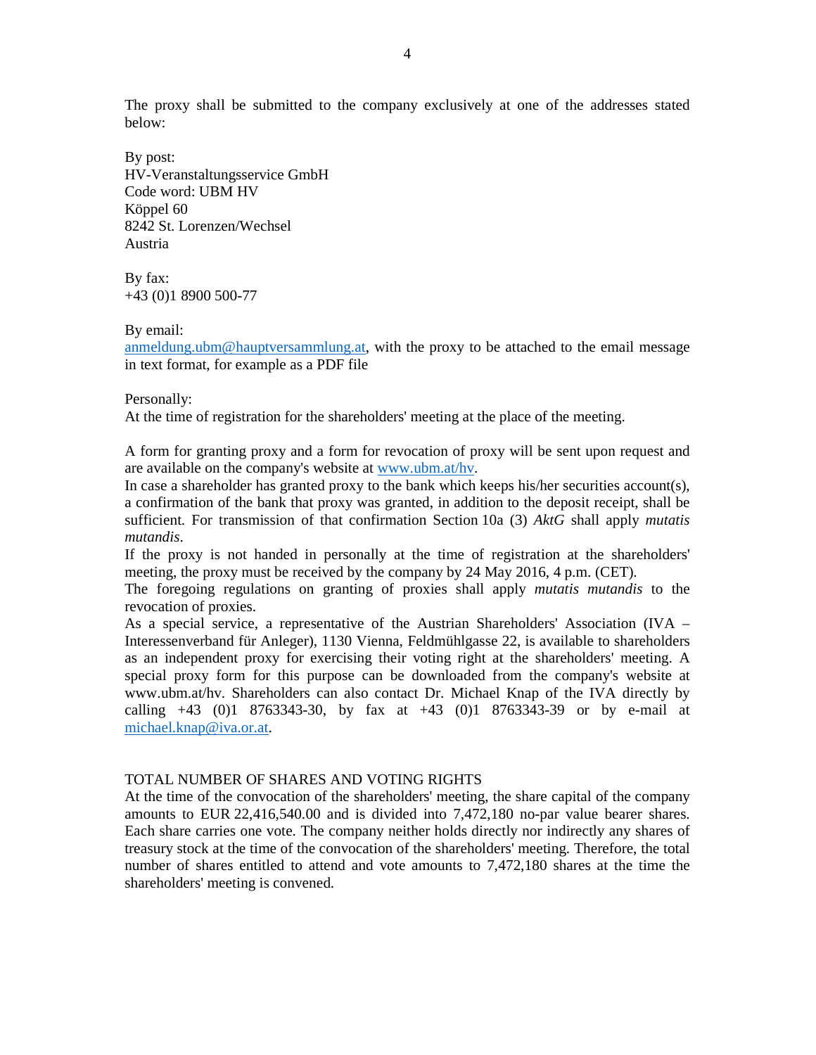The proxy shall be submitted to the company exclusively at one of the addresses stated below:

By post:
HV-Veranstaltungsservice GmbH
Code word: UBM HV
Köppel 60
8242 St. Lorenzen/Wechsel
Austria

By fax:
+43 (0)1 8900 500-77

By email:
anmeldung.ubm@hauptversammlung.at, with the proxy to be attached to the email message in text format, for example as a PDF file

Personally:
At the time of registration for the shareholders' meeting at the place of the meeting.

A form for granting proxy and a form for revocation of proxy will be sent upon request and are available on the company's website at www.ubm.at/hv.
In case a shareholder has granted proxy to the bank which keeps his/her securities account(s), a confirmation of the bank that proxy was granted, in addition to the deposit receipt, shall be sufficient. For transmission of that confirmation Section 10a (3) *AktG* shall apply *mutatis mutandis*.
If the proxy is not handed in personally at the time of registration at the shareholders' meeting, the proxy must be received by the company by 24 May 2016, 4 p.m. (CET).
The foregoing regulations on granting of proxies shall apply *mutatis mutandis* to the revocation of proxies.
As a special service, a representative of the Austrian Shareholders' Association (IVA – Interessenverband für Anleger), 1130 Vienna, Feldmühlgasse 22, is available to shareholders as an independent proxy for exercising their voting right at the shareholders' meeting. A special proxy form for this purpose can be downloaded from the company's website at www.ubm.at/hv. Shareholders can also contact Dr. Michael Knap of the IVA directly by calling +43 (0)1 8763343-30, by fax at +43 (0)1 8763343-39 or by e-mail at michael.knap@iva.or.at.

## TOTAL NUMBER OF SHARES AND VOTING RIGHTS

At the time of the convocation of the shareholders' meeting, the share capital of the company amounts to EUR 22,416,540.00 and is divided into 7,472,180 no-par value bearer shares. Each share carries one vote. The company neither holds directly nor indirectly any shares of treasury stock at the time of the convocation of the shareholders' meeting. Therefore, the total number of shares entitled to attend and vote amounts to 7,472,180 shares at the time the shareholders' meeting is convened.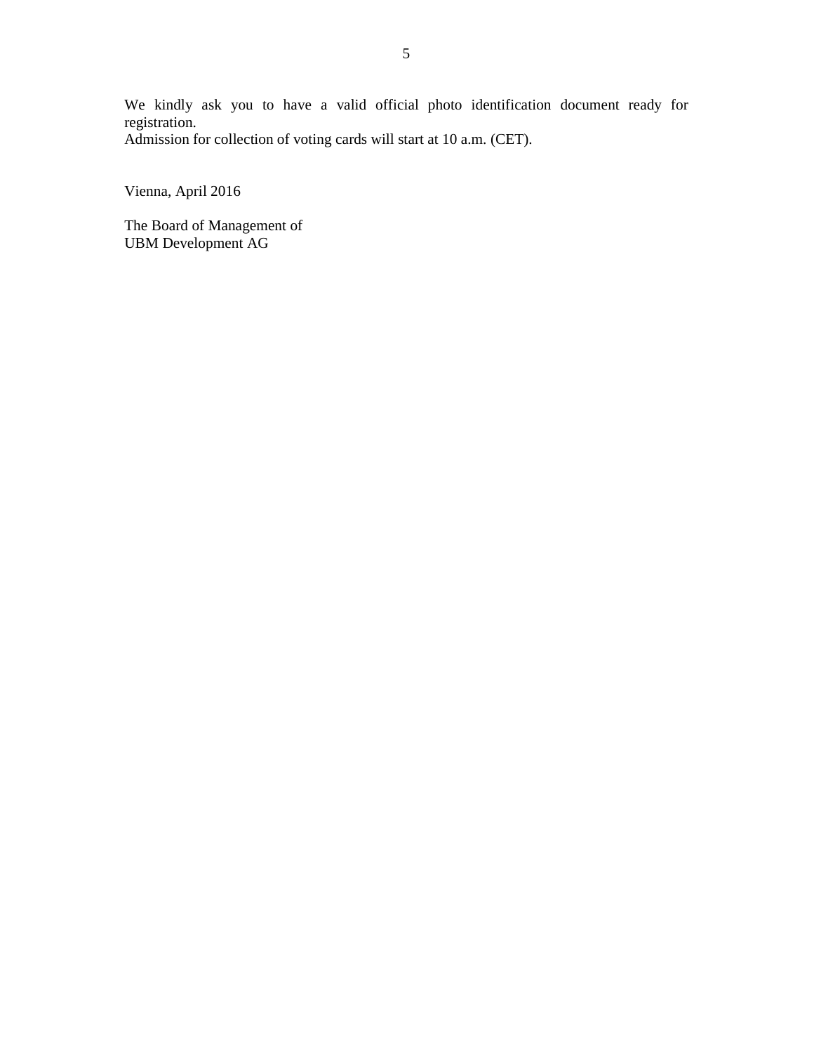We kindly ask you to have a valid official photo identification document ready for registration.
Admission for collection of voting cards will start at 10 a.m. (CET).

Vienna, April 2016

The Board of Management of
UBM Development AG